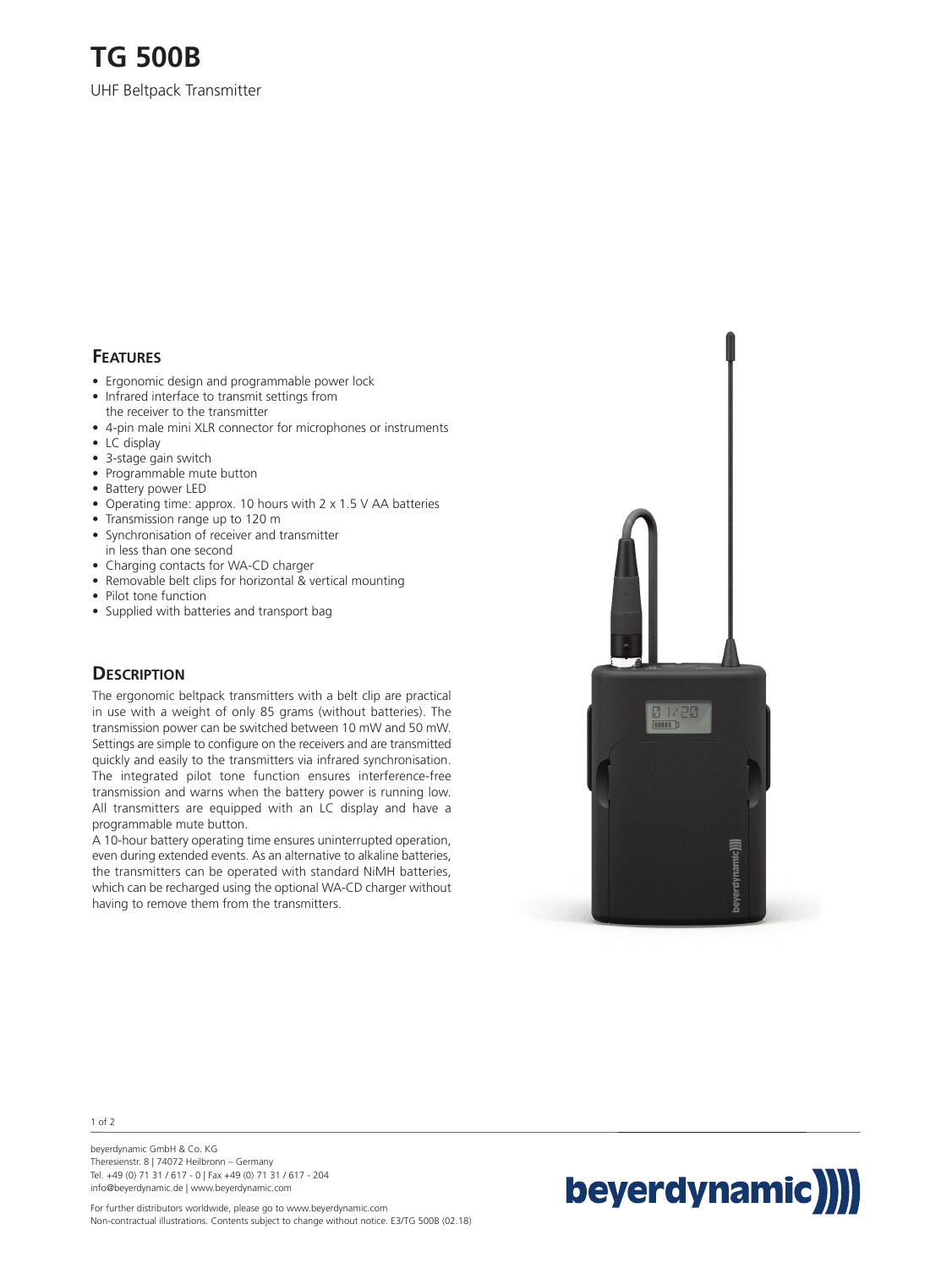# TG 500B

UHF Beltpack Transmitter

## Features

- Ergonomic design and programmable power lock
- Infrared interface to transmit settings from the receiver to the transmitter
- 4-pin male mini XLR connector for microphones or instruments
- LC display
- 3-stage gain switch
- Programmable mute button
- Battery power LED
- Operating time: approx. 10 hours with 2 x 1.5 V AA batteries
- Transmission range up to 120 m
- Synchronisation of receiver and transmitter in less than one second
- Charging contacts for WA-CD charger
- Removable belt clips for horizontal & vertical mounting
- Pilot tone function
- Supplied with batteries and transport bag

## Description

The ergonomic beltpack transmitters with a belt clip are practical in use with a weight of only 85 grams (without batteries). The transmission power can be switched between 10 mW and 50 mW. Settings are simple to configure on the receivers and are transmitted quickly and easily to the transmitters via infrared synchronisation. The integrated pilot tone function ensures interference-free transmission and warns when the battery power is running low. All transmitters are equipped with an LC display and have a programmable mute button.

A 10-hour battery operating time ensures uninterrupted operation, even during extended events. As an alternative to alkaline batteries, the transmitters can be operated with standard NiMH batteries, which can be recharged using the optional WA-CD charger without having to remove them from the transmitters.

beyerdynamic GmbH & Co. KG
Theresienstr. 8 | 74072 Heilbronn – Germany
Tel. +49 (0) 71 31 / 617 - 0 | Fax +49 (0) 71 31 / 617 - 204
info@beyerdynamic.de | www.beyerdynamic.com

For further distributors worldwide, please go to www.beyerdynamic.com
Non-contractual illustrations. Contents subject to change without notice. E3/TG 500B (02.18)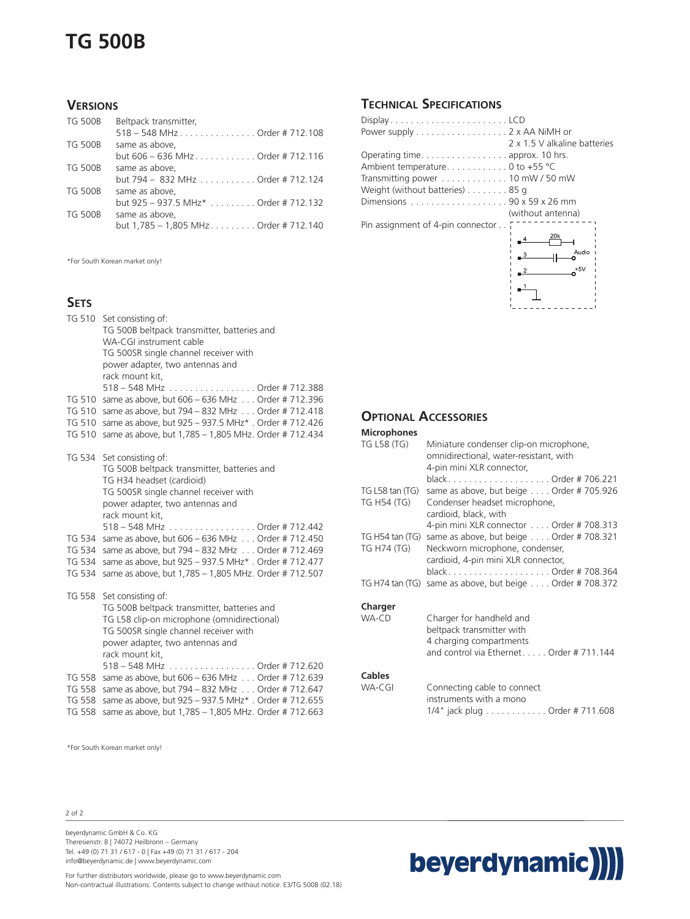# TG 500B

## Versions

| | | |
|---|---|---|
| TG 500B | Beltpack transmitter, 518 – 548 MHz | Order # 712.108 |
| TG 500B | same as above, but 606 – 636 MHz | Order # 712.116 |
| TG 500B | same as above, but 794 – 832 MHz | Order # 712.124 |
| TG 500B | same as above, but 925 – 937.5 MHz* | Order # 712.132 |
| TG 500B | same as above, but 1,785 – 1,805 MHz | Order # 712.140 |

*For South Korean market only!

## Sets

| | | |
|---|---|---|
| TG 510 | Set consisting of: TG 500B beltpack transmitter, batteries and WA-CGI instrument cable TG 500SR single channel receiver with power adapter, two antennas and rack mount kit, 518 – 548 MHz | Order # 712.388 |
| TG 510 | same as above, but 606 – 636 MHz | Order # 712.396 |
| TG 510 | same as above, but 794 – 832 MHz | Order # 712.418 |
| TG 510 | same as above, but 925 – 937.5 MHz* | Order # 712.426 |
| TG 510 | same as above, but 1,785 – 1,805 MHz | Order # 712.434 |
| TG 534 | Set consisting of: TG 500B beltpack transmitter, batteries and TG H34 headset (cardioid) TG 500SR single channel receiver with power adapter, two antennas and rack mount kit, 518 – 548 MHz | Order # 712.442 |
| TG 534 | same as above, but 606 – 636 MHz | Order # 712.450 |
| TG 534 | same as above, but 794 – 832 MHz | Order # 712.469 |
| TG 534 | same as above, but 925 – 937.5 MHz* | Order # 712.477 |
| TG 534 | same as above, but 1,785 – 1,805 MHz | Order # 712.507 |
| TG 558 | Set consisting of: TG 500B beltpack transmitter, batteries and TG L58 clip-on microphone (omnidirectional) TG 500SR single channel receiver with power adapter, two antennas and rack mount kit, 518 – 548 MHz | Order # 712.620 |
| TG 558 | same as above, but 606 – 636 MHz | Order # 712.639 |
| TG 558 | same as above, but 794 – 832 MHz | Order # 712.647 |
| TG 558 | same as above, but 925 – 937.5 MHz* | Order # 712.655 |
| TG 558 | same as above, but 1,785 – 1,805 MHz | Order # 712.663 |

*For South Korean market only!

## Technical Specifications

| | |
|---|---|
| Display | LCD |
| Power supply | 2 x AA NiMH or 2 x 1.5 V alkaline batteries |
| Operating time | approx. 10 hrs. |
| Ambient temperature | 0 to +55 °C |
| Transmitting power | 10 mW / 50 mW |
| Weight (without batteries) | 85 g |
| Dimensions | 90 x 59 x 26 mm (without antenna) |
| Pin assignment of 4-pin connector | |

4 — 20k
3 — Audio
2 — +5V
1

## Optional Accessories

### Microphones

| | | |
|---|---|---|
| TG L58 (TG) | Miniature condenser clip-on microphone, omnidirectional, water-resistant, with 4-pin mini XLR connector, black | Order # 706.221 |
| TG L58 tan (TG) | same as above, but beige | Order # 705.926 |
| TG H54 (TG) | Condenser headset microphone, cardioid, black, with 4-pin mini XLR connector | Order # 708.313 |
| TG H54 tan (TG) | same as above, but beige | Order # 708.321 |
| TG H74 (TG) | Neckworn microphone, condenser, cardioid, 4-pin mini XLR connector, black | Order # 708.364 |
| TG H74 tan (TG) | same as above, but beige | Order # 708.372 |

### Charger

| | | |
|---|---|---|
| WA-CD | Charger for handheld and beltpack transmitter with 4 charging compartments and control via Ethernet | Order # 711.144 |

### Cables

| | | |
|---|---|---|
| WA-CGI | Connecting cable to connect instruments with a mono 1/4" jack plug | Order # 711.608 |

beyerdynamic GmbH & Co. KG
Theresienstr. 8 | 74072 Heilbronn – Germany
Tel. +49 (0) 71 31 / 617 - 0 | Fax +49 (0) 71 31 / 617 - 204
info@beyerdynamic.de | www.beyerdynamic.com

For further distributors worldwide, please go to www.beyerdynamic.com
Non-contractual illustrations. Contents subject to change without notice. E3/TG 500B (02.18)